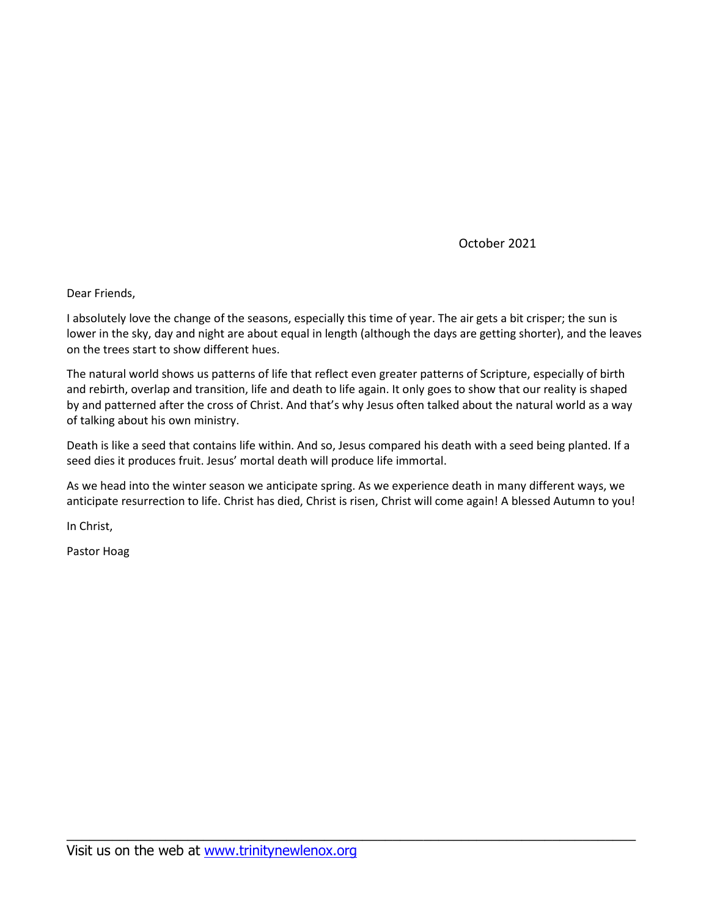October 2021

Dear Friends,

I absolutely love the change of the seasons, especially this time of year. The air gets a bit crisper; the sun is lower in the sky, day and night are about equal in length (although the days are getting shorter), and the leaves on the trees start to show different hues.

The natural world shows us patterns of life that reflect even greater patterns of Scripture, especially of birth and rebirth, overlap and transition, life and death to life again. It only goes to show that our reality is shaped by and patterned after the cross of Christ. And that's why Jesus often talked about the natural world as a way of talking about his own ministry.

Death is like a seed that contains life within. And so, Jesus compared his death with a seed being planted. If a seed dies it produces fruit. Jesus' mortal death will produce life immortal.

As we head into the winter season we anticipate spring. As we experience death in many different ways, we anticipate resurrection to life. Christ has died, Christ is risen, Christ will come again! A blessed Autumn to you!

In Christ,

Pastor Hoag

---

Visit us on the web at [www.trinitynewlenox.org](http://www.trinitynewlenox.org)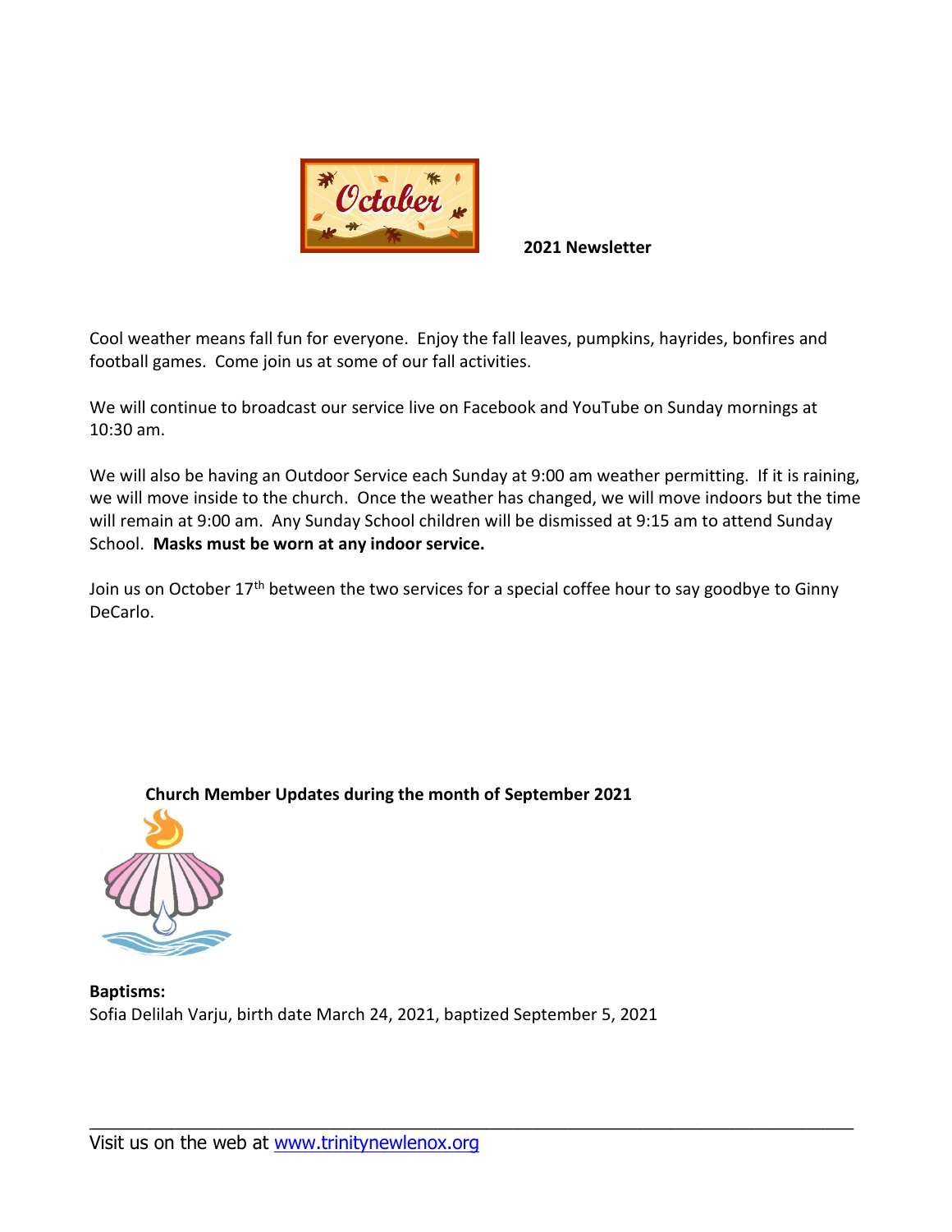October 2021 Newsletter

Cool weather means fall fun for everyone. Enjoy the fall leaves, pumpkins, hayrides, bonfires and football games. Come join us at some of our fall activities.

We will continue to broadcast our service live on Facebook and YouTube on Sunday mornings at 10:30 am.

We will also be having an Outdoor Service each Sunday at 9:00 am weather permitting. If it is raining, we will move inside to the church. Once the weather has changed, we will move indoors but the time will remain at 9:00 am. Any Sunday School children will be dismissed at 9:15 am to attend Sunday School. **Masks must be worn at any indoor service.**

Join us on October 17th between the two services for a special coffee hour to say goodbye to Ginny DeCarlo.

**Church Member Updates during the month of September 2021**

**Baptisms:**
Sofia Delilah Varju, birth date March 24, 2021, baptized September 5, 2021

Visit us on the web at [www.trinitynewlenox.org](www.trinitynewlenox.org)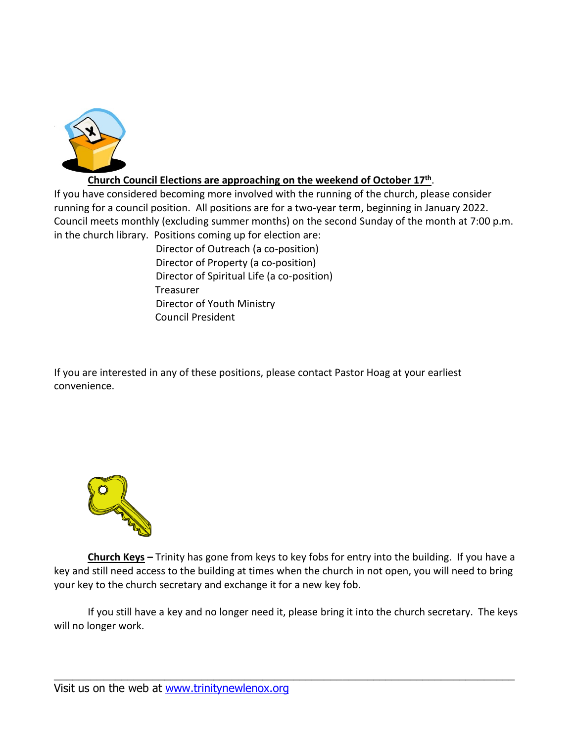**Church Council Elections are approaching on the weekend of October 17th.**

If you have considered becoming more involved with the running of the church, please consider running for a council position. All positions are for a two-year term, beginning in January 2022. Council meets monthly (excluding summer months) on the second Sunday of the month at 7:00 p.m. in the church library. Positions coming up for election are:

- Director of Outreach (a co-position)
- Director of Property (a co-position)
- Director of Spiritual Life (a co-position)
- Treasurer
- Director of Youth Ministry
- Council President

If you are interested in any of these positions, please contact Pastor Hoag at your earliest convenience.

**Church Keys –** Trinity has gone from keys to key fobs for entry into the building. If you have a key and still need access to the building at times when the church in not open, you will need to bring your key to the church secretary and exchange it for a new key fob.

If you still have a key and no longer need it, please bring it into the church secretary. The keys will no longer work.

Visit us on the web at www.trinitynewlenox.org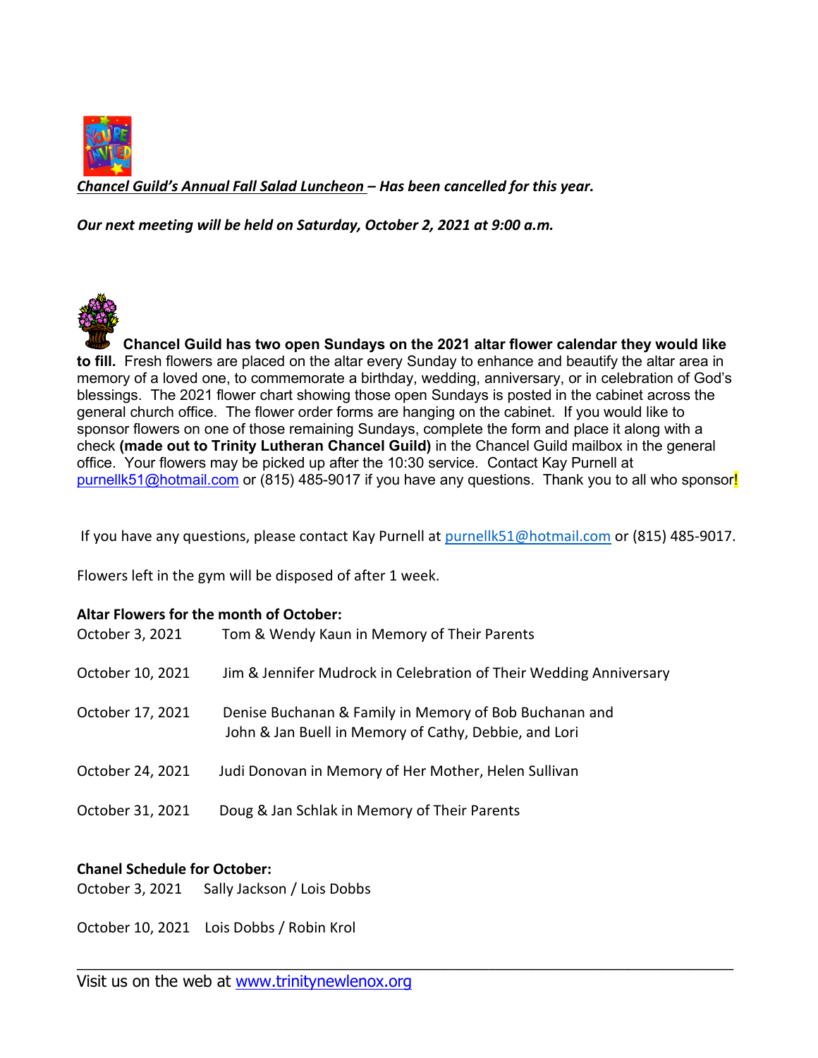***<u>Chancel Guild's Annual Fall Salad Luncheon</u> – Has been cancelled for this year.***

***Our next meeting will be held on Saturday, October 2, 2021 at 9:00 a.m.***

**Chancel Guild has two open Sundays on the 2021 altar flower calendar they would like to fill.** Fresh flowers are placed on the altar every Sunday to enhance and beautify the altar area in memory of a loved one, to commemorate a birthday, wedding, anniversary, or in celebration of God's blessings. The 2021 flower chart showing those open Sundays is posted in the cabinet across the general church office. The flower order forms are hanging on the cabinet. If you would like to sponsor flowers on one of those remaining Sundays, complete the form and place it along with a check **(made out to Trinity Lutheran Chancel Guild)** in the Chancel Guild mailbox in the general office. Your flowers may be picked up after the 10:30 service. Contact Kay Purnell at purnellk51@hotmail.com or (815) 485-9017 if you have any questions. Thank you to all who sponsor!

If you have any questions, please contact Kay Purnell at purnellk51@hotmail.com or (815) 485-9017.

Flowers left in the gym will be disposed of after 1 week.

**Altar Flowers for the month of October:**

October 3, 2021 Tom & Wendy Kaun in Memory of Their Parents

October 10, 2021 Jim & Jennifer Mudrock in Celebration of Their Wedding Anniversary

October 17, 2021 Denise Buchanan & Family in Memory of Bob Buchanan and
John & Jan Buell in Memory of Cathy, Debbie, and Lori

October 24, 2021 Judi Donovan in Memory of Her Mother, Helen Sullivan

October 31, 2021 Doug & Jan Schlak in Memory of Their Parents

**Chanel Schedule for October:**

October 3, 2021 Sally Jackson / Lois Dobbs

October 10, 2021 Lois Dobbs / Robin Krol

---

Visit us on the web at www.trinitynewlenox.org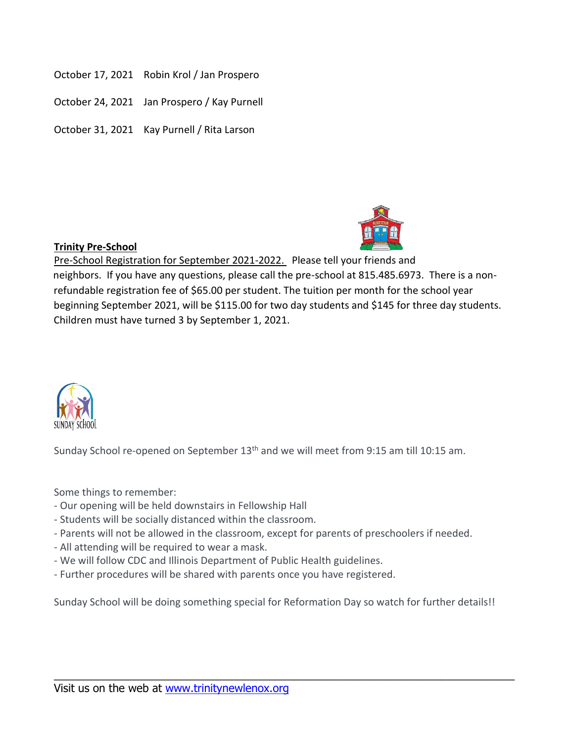October 17, 2021 Robin Krol / Jan Prospero

October 24, 2021 Jan Prospero / Kay Purnell

October 31, 2021 Kay Purnell / Rita Larson

**Trinity Pre-School**

Pre-School Registration for September 2021-2022. Please tell your friends and neighbors. If you have any questions, please call the pre-school at 815.485.6973. There is a non-refundable registration fee of $65.00 per student. The tuition per month for the school year beginning September 2021, will be $115.00 for two day students and $145 for three day students. Children must have turned 3 by September 1, 2021.

SUNDAY SCHOOL

Sunday School re-opened on September 13th and we will meet from 9:15 am till 10:15 am.

Some things to remember:

- Our opening will be held downstairs in Fellowship Hall
- Students will be socially distanced within the classroom.
- Parents will not be allowed in the classroom, except for parents of preschoolers if needed.
- All attending will be required to wear a mask.
- We will follow CDC and Illinois Department of Public Health guidelines.
- Further procedures will be shared with parents once you have registered.

Sunday School will be doing something special for Reformation Day so watch for further details!!

Visit us on the web at [www.trinitynewlenox.org](www.trinitynewlenox.org)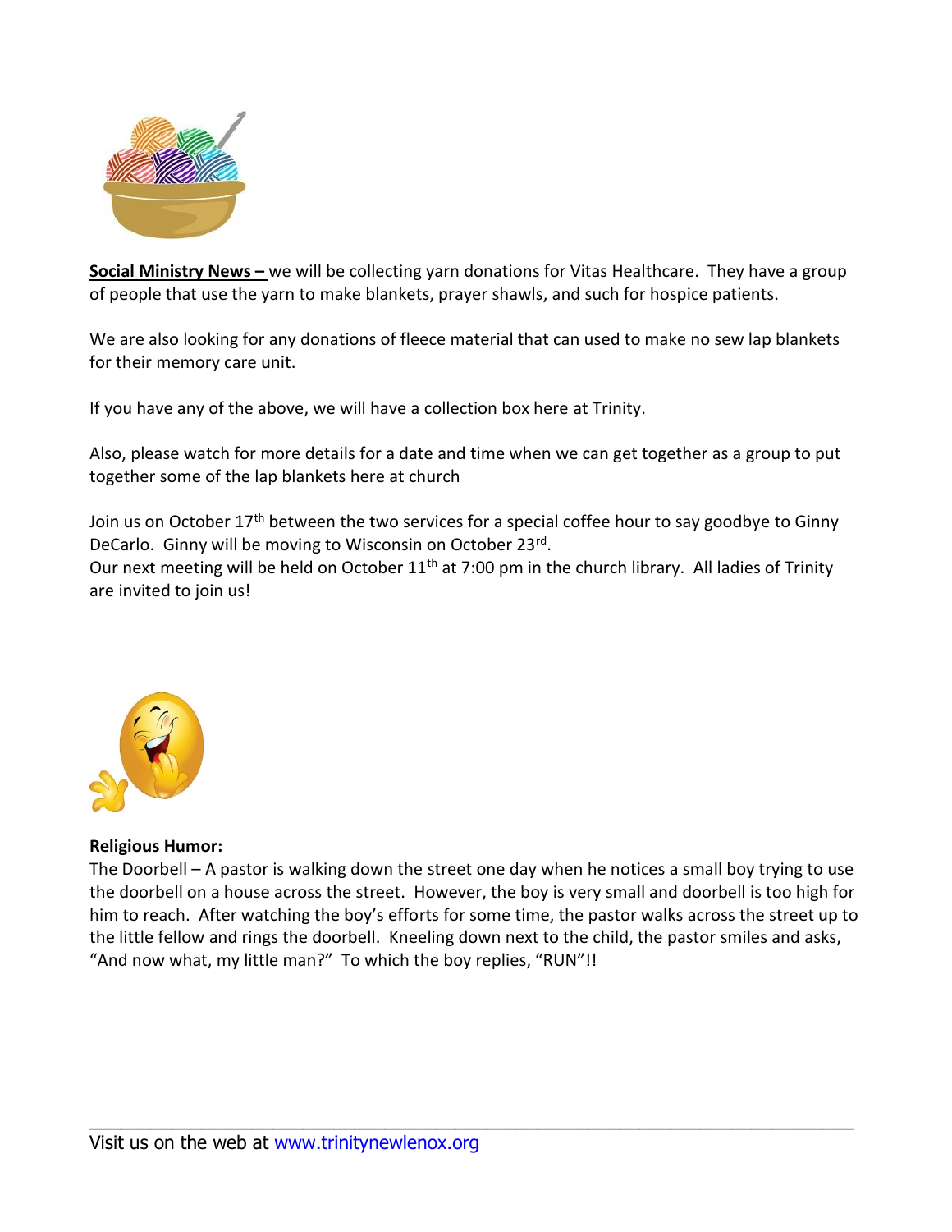**Social Ministry News –** we will be collecting yarn donations for Vitas Healthcare. They have a group of people that use the yarn to make blankets, prayer shawls, and such for hospice patients.

We are also looking for any donations of fleece material that can used to make no sew lap blankets for their memory care unit.

If you have any of the above, we will have a collection box here at Trinity.

Also, please watch for more details for a date and time when we can get together as a group to put together some of the lap blankets here at church

Join us on October 17th between the two services for a special coffee hour to say goodbye to Ginny DeCarlo. Ginny will be moving to Wisconsin on October 23rd.
Our next meeting will be held on October 11th at 7:00 pm in the church library. All ladies of Trinity are invited to join us!

**Religious Humor:**
The Doorbell – A pastor is walking down the street one day when he notices a small boy trying to use the doorbell on a house across the street. However, the boy is very small and doorbell is too high for him to reach. After watching the boy's efforts for some time, the pastor walks across the street up to the little fellow and rings the doorbell. Kneeling down next to the child, the pastor smiles and asks, "And now what, my little man?" To which the boy replies, "RUN"!!

Visit us on the web at www.trinitynewlenox.org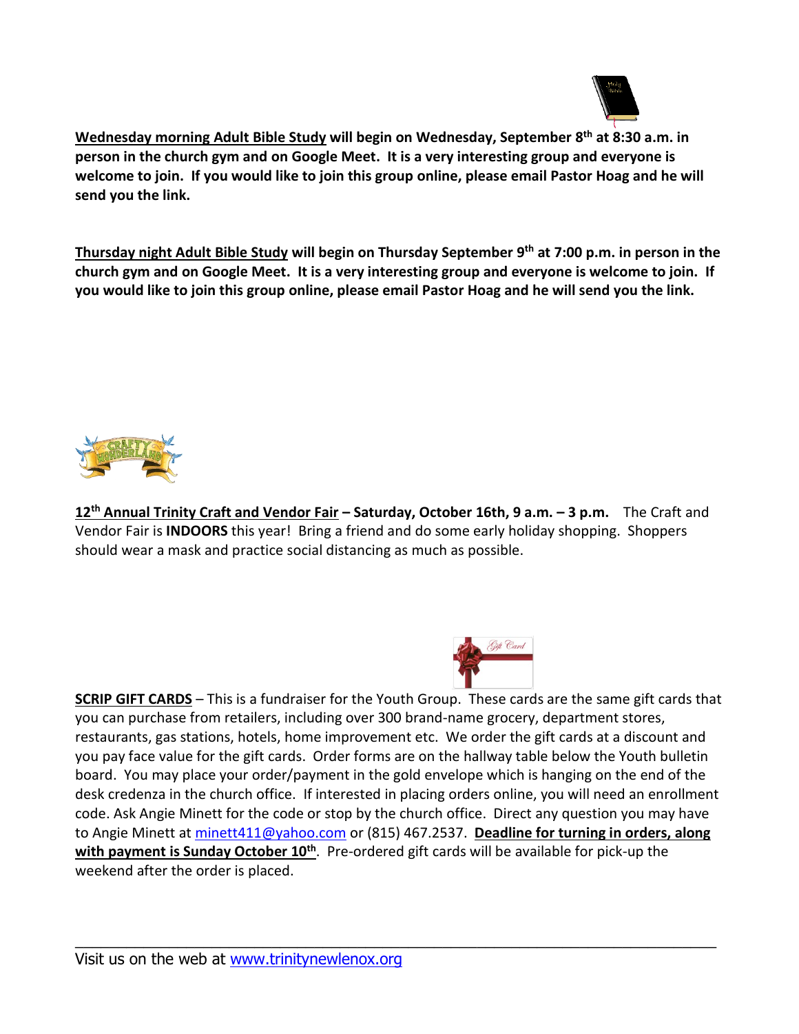**Wednesday morning Adult Bible Study will begin on Wednesday, September 8th at 8:30 a.m. in person in the church gym and on Google Meet. It is a very interesting group and everyone is welcome to join. If you would like to join this group online, please email Pastor Hoag and he will send you the link.**

**Thursday night Adult Bible Study will begin on Thursday September 9th at 7:00 p.m. in person in the church gym and on Google Meet. It is a very interesting group and everyone is welcome to join. If you would like to join this group online, please email Pastor Hoag and he will send you the link.**

**12th Annual Trinity Craft and Vendor Fair – Saturday, October 16th, 9 a.m. – 3 p.m.** The Craft and Vendor Fair is **INDOORS** this year! Bring a friend and do some early holiday shopping. Shoppers should wear a mask and practice social distancing as much as possible.

**SCRIP GIFT CARDS** – This is a fundraiser for the Youth Group. These cards are the same gift cards that you can purchase from retailers, including over 300 brand-name grocery, department stores, restaurants, gas stations, hotels, home improvement etc. We order the gift cards at a discount and you pay face value for the gift cards. Order forms are on the hallway table below the Youth bulletin board. You may place your order/payment in the gold envelope which is hanging on the end of the desk credenza in the church office. If interested in placing orders online, you will need an enrollment code. Ask Angie Minett for the code or stop by the church office. Direct any question you may have to Angie Minett at minett411@yahoo.com or (815) 467.2537. **Deadline for turning in orders, along with payment is Sunday October 10th**. Pre-ordered gift cards will be available for pick-up the weekend after the order is placed.

Visit us on the web at www.trinitynewlenox.org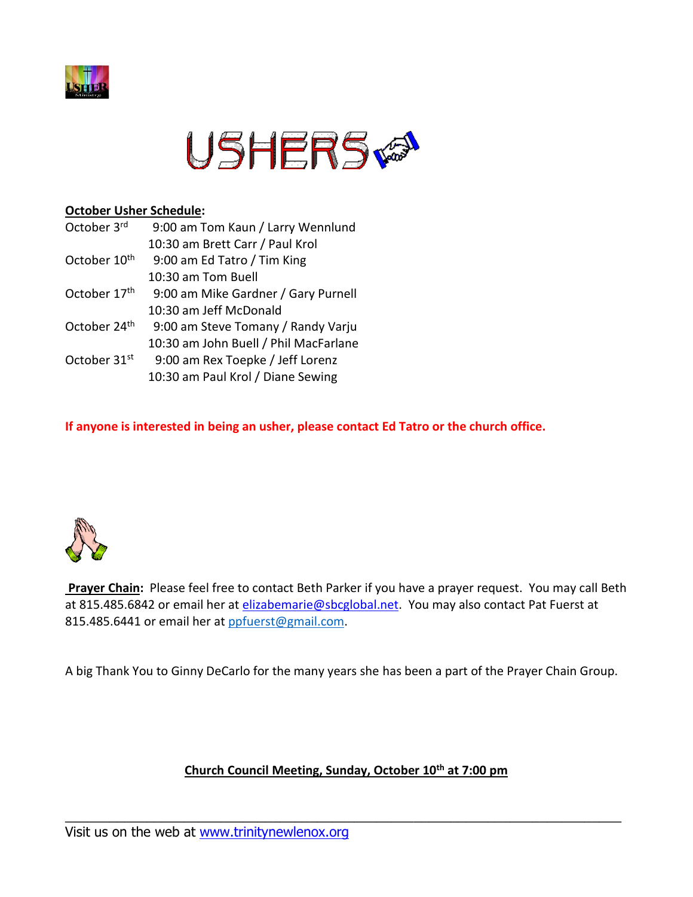# USHERS

**October Usher Schedule:**

| | |
|---|---|
| October 3rd | 9:00 am Tom Kaun / Larry Wennlund |
| | 10:30 am Brett Carr / Paul Krol |
| October 10th | 9:00 am Ed Tatro / Tim King |
| | 10:30 am Tom Buell |
| October 17th | 9:00 am Mike Gardner / Gary Purnell |
| | 10:30 am Jeff McDonald |
| October 24th | 9:00 am Steve Tomany / Randy Varju |
| | 10:30 am John Buell / Phil MacFarlane |
| October 31st | 9:00 am Rex Toepke / Jeff Lorenz |
| | 10:30 am Paul Krol / Diane Sewing |

**If anyone is interested in being an usher, please contact Ed Tatro or the church office.**

**Prayer Chain:** Please feel free to contact Beth Parker if you have a prayer request. You may call Beth at 815.485.6842 or email her at elizabemarie@sbcglobal.net. You may also contact Pat Fuerst at 815.485.6441 or email her at ppfuerst@gmail.com.

A big Thank You to Ginny DeCarlo for the many years she has been a part of the Prayer Chain Group.

**Church Council Meeting, Sunday, October 10th at 7:00 pm**

Visit us on the web at www.trinitynewlenox.org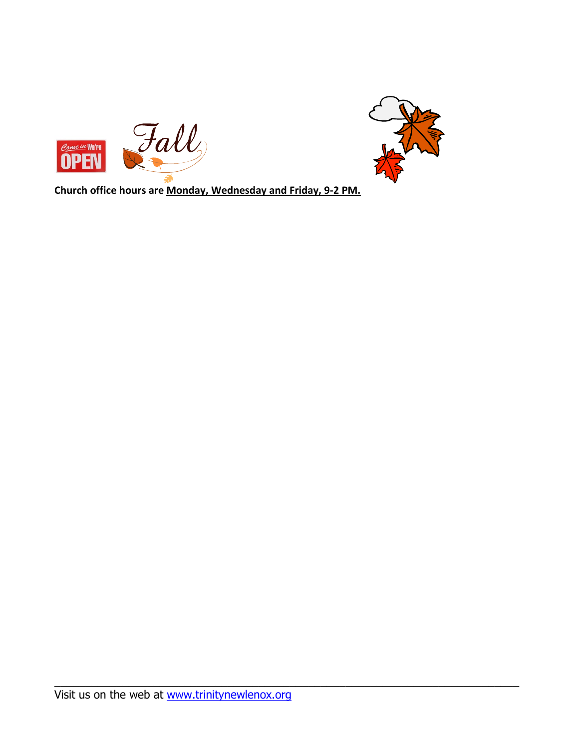**Church office hours are <u>Monday, Wednesday and Friday, 9-2 PM.</u>**

---

Visit us on the web at [www.trinitynewlenox.org](http://www.trinitynewlenox.org)